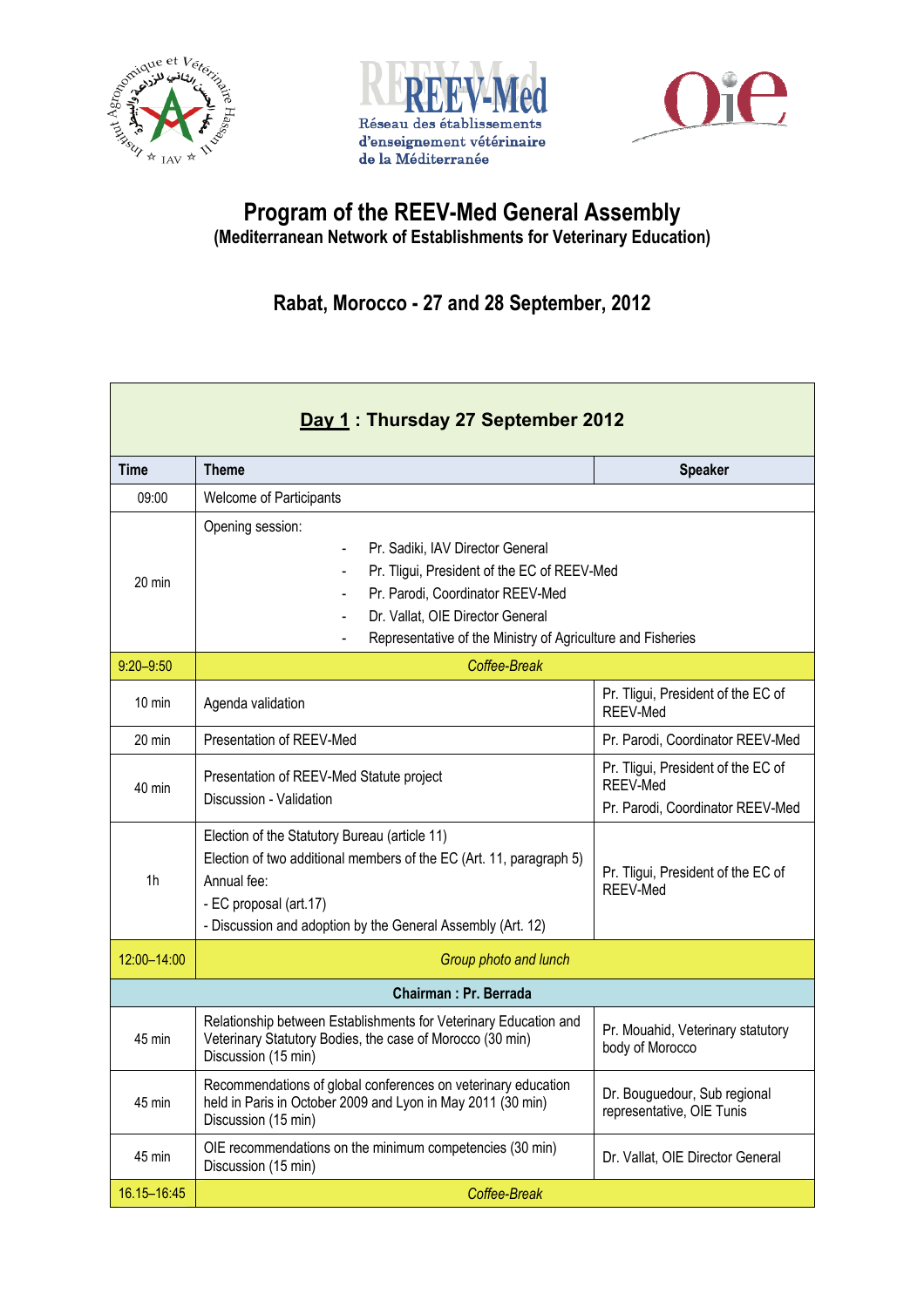# Program of the REEV-Med General Assembly

## (Mediterranean Network of Establishments for Veterinary Education)

## Rabat, Morocco - 27 and 28 September, 2012

| **Day 1 : Thursday 27 September 2012** | | |
|---|---|---|
| **Time** | **Theme** | **Speaker** |
| 09:00 | Welcome of Participants | |
| 20 min | Opening session:<br>- Pr. Sadiki, IAV Director General<br>- Pr. Tligui, President of the EC of REEV-Med<br>- Pr. Parodi, Coordinator REEV-Med<br>- Dr. Vallat, OIE Director General<br>- Representative of the Ministry of Agriculture and Fisheries | |
| 9:20–9:50 | *Coffee-Break* | |
| 10 min | Agenda validation | Pr. Tligui, President of the EC of REEV-Med |
| 20 min | Presentation of REEV-Med | Pr. Parodi, Coordinator REEV-Med |
| 40 min | Presentation of REEV-Med Statute project<br>Discussion - Validation | Pr. Tligui, President of the EC of REEV-Med<br>Pr. Parodi, Coordinator REEV-Med |
| 1h | Election of the Statutory Bureau (article 11)<br>Election of two additional members of the EC (Art. 11, paragraph 5)<br>Annual fee:<br>- EC proposal (art.17)<br>- Discussion and adoption by the General Assembly (Art. 12) | Pr. Tligui, President of the EC of REEV-Med |
| 12:00–14:00 | *Group photo and lunch* | |
| **Chairman : Pr. Berrada** | | |
| 45 min | Relationship between Establishments for Veterinary Education and Veterinary Statutory Bodies, the case of Morocco (30 min)<br>Discussion (15 min) | Pr. Mouahid, Veterinary statutory body of Morocco |
| 45 min | Recommendations of global conferences on veterinary education held in Paris in October 2009 and Lyon in May 2011 (30 min)<br>Discussion (15 min) | Dr. Bouguedour, Sub regional representative, OIE Tunis |
| 45 min | OIE recommendations on the minimum competencies (30 min)<br>Discussion (15 min) | Dr. Vallat, OIE Director General |
| 16.15–16:45 | *Coffee-Break* | |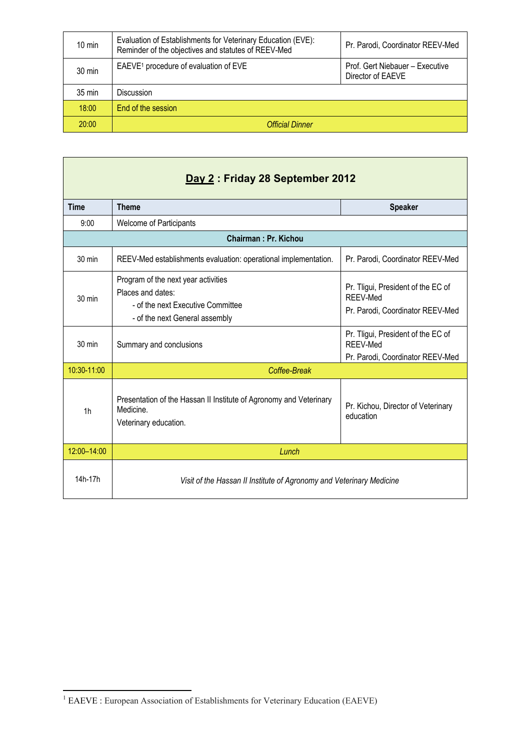| | | |
|---|---|---|
| 10 min | Evaluation of Establishments for Veterinary Education (EVE): Reminder of the objectives and statutes of REEV-Med | Pr. Parodi, Coordinator REEV-Med |
| 30 min | EAEVE[1] procedure of evaluation of EVE | Prof. Gert Niebauer – Executive Director of EAEVE |
| 35 min | Discussion | |
| 18:00 | End of the session | |
| 20:00 | *Official Dinner* | |

## Day 2 : Friday 28 September 2012

| Time | Theme | Speaker |
|---|---|---|
| 9:00 | Welcome of Participants | |
| **Chairman : Pr. Kichou** | | |
| 30 min | REEV-Med establishments evaluation: operational implementation. | Pr. Parodi, Coordinator REEV-Med |
| 30 min | Program of the next year activities<br>Places and dates:<br>- of the next Executive Committee<br>- of the next General assembly | Pr. Tligui, President of the EC of REEV-Med<br>Pr. Parodi, Coordinator REEV-Med |
| 30 min | Summary and conclusions | Pr. Tligui, President of the EC of REEV-Med<br>Pr. Parodi, Coordinator REEV-Med |
| 10:30-11:00 | *Coffee-Break* | |
| 1h | Presentation of the Hassan II Institute of Agronomy and Veterinary Medicine.<br>Veterinary education. | Pr. Kichou, Director of Veterinary education |
| 12:00–14:00 | *Lunch* | |
| 14h-17h | *Visit of the Hassan II Institute of Agronomy and Veterinary Medicine* | |

[1] EAEVE : European Association of Establishments for Veterinary Education (EAEVE)